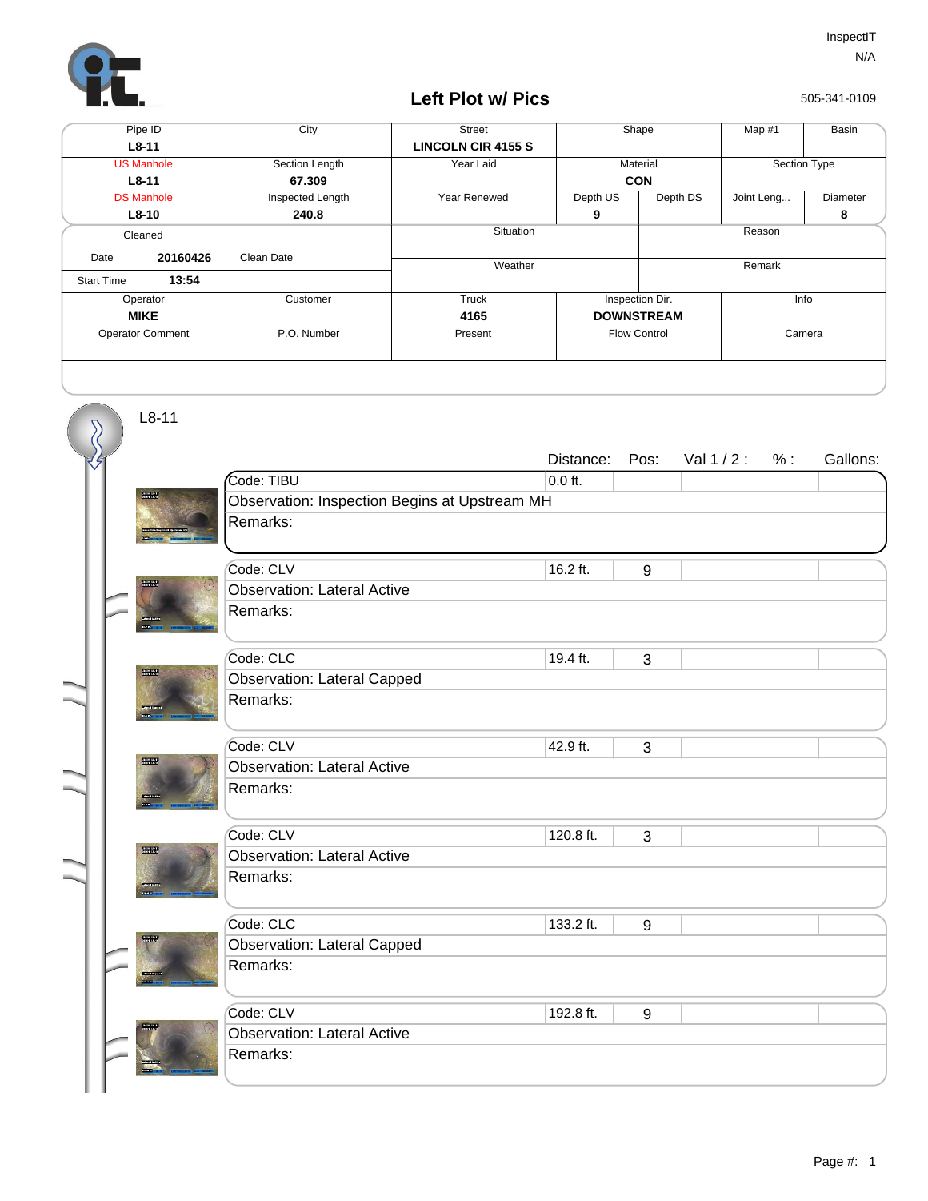InspectIT
N/A

# Left Plot w/ Pics

505-341-0109

| Pipe ID | City | Street | Shape | | Map #1 | Basin |
|---|---|---|---|---|---|---|
| L8-11 | | LINCOLN CIR 4155 S | | | | |
| US Manhole | Section Length | Year Laid | Material | | Section Type | |
| L8-11 | 67.309 | | CON | | | |
| DS Manhole | Inspected Length | Year Renewed | Depth US | Depth DS | Joint Leng... | Diameter |
| L8-10 | 240.8 | | 9 | | | 8 |

| Cleaned | | Situation | Reason |
|---|---|---|---|
| Date 20160426 | Clean Date | Weather | Remark |
| Start Time 13:54 | | | |

| Operator | Customer | Truck | Inspection Dir. | Info |
|---|---|---|---|---|
| MIKE | | 4165 | DOWNSTREAM | |
| Operator Comment | P.O. Number | Present | Flow Control | Camera |
| | | | | |

L8-11

| Code | Observation | Distance: | Pos: | Val 1 / 2 : | % : | Gallons: | Remarks: |
|---|---|---|---|---|---|---|---|
| TIBU | Inspection Begins at Upstream MH | 0.0 ft. | | | | | |
| CLV | Lateral Active | 16.2 ft. | 9 | | | | |
| CLC | Lateral Capped | 19.4 ft. | 3 | | | | |
| CLV | Lateral Active | 42.9 ft. | 3 | | | | |
| CLV | Lateral Active | 120.8 ft. | 3 | | | | |
| CLC | Lateral Capped | 133.2 ft. | 9 | | | | |
| CLV | Lateral Active | 192.8 ft. | 9 | | | | |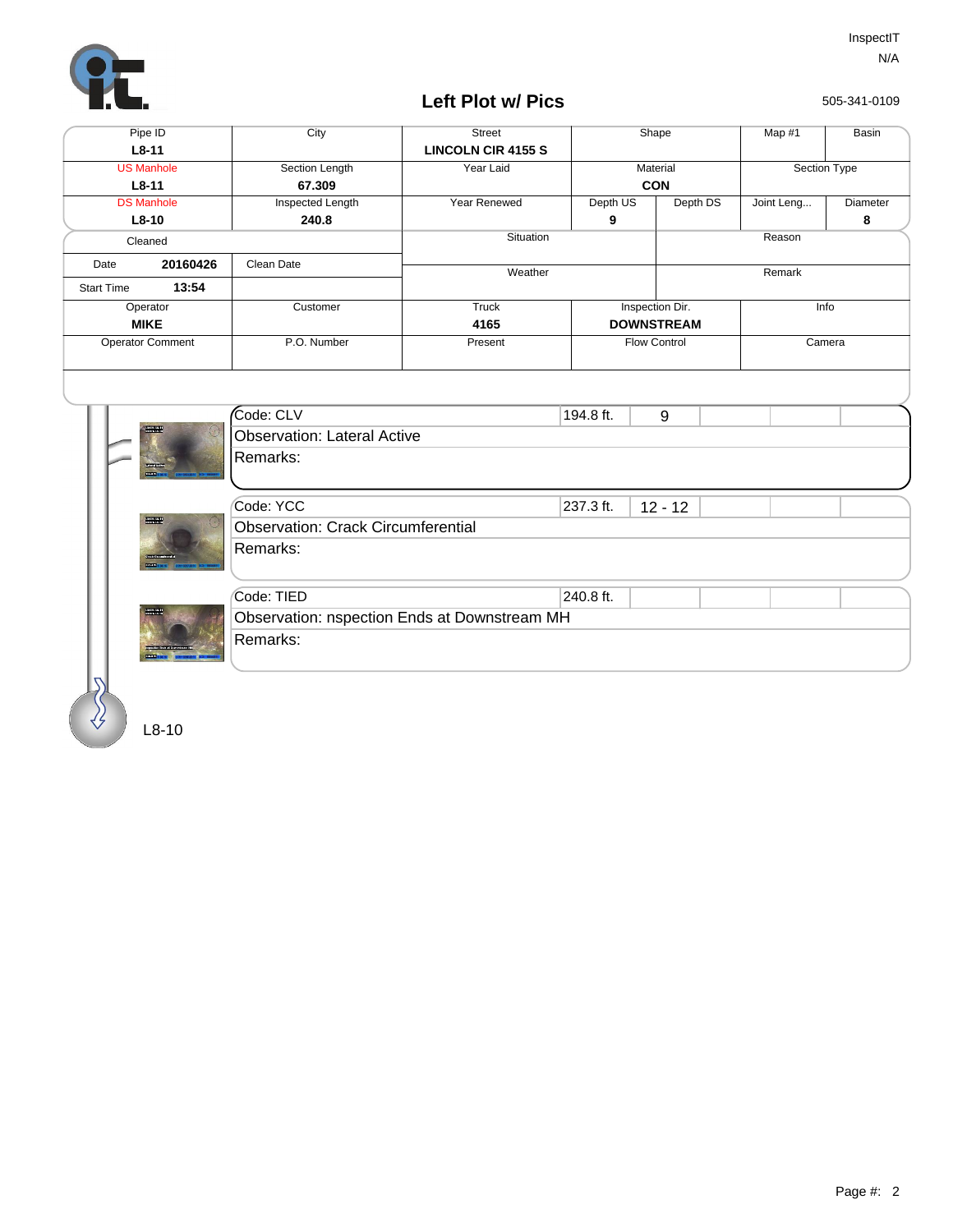InspectIT
N/A

# Left Plot w/ Pics

505-341-0109

| Pipe ID | City | Street | Shape | | Map #1 | Basin |
|---|---|---|---|---|---|---|
| L8-11 | | LINCOLN CIR 4155 S | | | | |
| US Manhole | Section Length | Year Laid | Material | | Section Type | |
| L8-11 | 67.309 | | CON | | | |
| DS Manhole | Inspected Length | Year Renewed | Depth US | Depth DS | Joint Leng... | Diameter |
| L8-10 | 240.8 | | 9 | | | 8 |

| Cleaned | | Situation | Reason |
|---|---|---|---|
| Date 20160426 | Clean Date | Weather | Remark |
| Start Time 13:54 | | | |

| Operator | Customer | Truck | Inspection Dir. | Info |
|---|---|---|---|---|
| MIKE | | 4165 | DOWNSTREAM | |
| Operator Comment | P.O. Number | Present | Flow Control | Camera |
| | | | | |

| Code | Distance | Clock |
|---|---|---|
| CLV | 194.8 ft. | 9 |

Observation: Lateral Active

Remarks:

| Code | Distance | Clock |
|---|---|---|
| YCC | 237.3 ft. | 12 - 12 |

Observation: Crack Circumferential

Remarks:

| Code | Distance |
|---|---|
| TIED | 240.8 ft. |

Observation: nspection Ends at Downstream MH

Remarks:

L8-10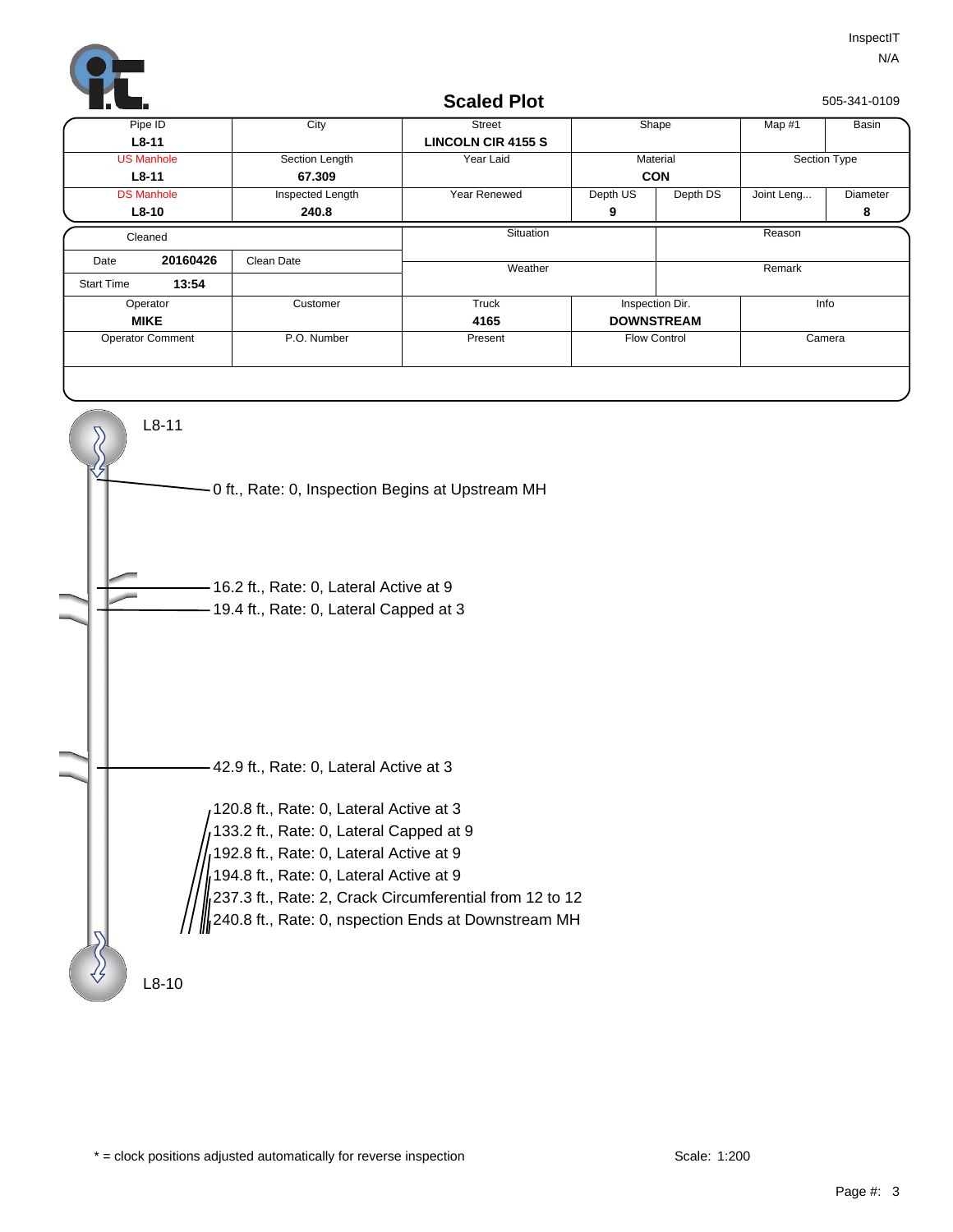InspectIT
N/A

# Scaled Plot

505-341-0109

| Pipe ID | City | Street | Shape | | Map #1 | Basin |
|---|---|---|---|---|---|---|
| L8-11 | | LINCOLN CIR 4155 S | | | | |
| US Manhole | Section Length | Year Laid | Material | | Section Type | |
| L8-11 | 67.309 | | CON | | | |
| DS Manhole | Inspected Length | Year Renewed | Depth US | Depth DS | Joint Leng... | Diameter |
| L8-10 | 240.8 | | 9 | | | 8 |

| Cleaned | | | Situation | Reason |
|---|---|---|---|---|
| Date | 20160426 | Clean Date | Weather | Remark |
| Start Time | 13:54 | | | |

| Operator | Customer | Truck | Inspection Dir. | Info |
|---|---|---|---|---|
| MIKE | | 4165 | DOWNSTREAM | |
| Operator Comment | P.O. Number | Present | Flow Control | Camera |

L8-11

0 ft., Rate: 0, Inspection Begins at Upstream MH

16.2 ft., Rate: 0, Lateral Active at 9

19.4 ft., Rate: 0, Lateral Capped at 3

42.9 ft., Rate: 0, Lateral Active at 3

120.8 ft., Rate: 0, Lateral Active at 3

133.2 ft., Rate: 0, Lateral Capped at 9

192.8 ft., Rate: 0, Lateral Active at 9

194.8 ft., Rate: 0, Lateral Active at 9

237.3 ft., Rate: 2, Crack Circumferential from 12 to 12

240.8 ft., Rate: 0, nspection Ends at Downstream MH

L8-10

* = clock positions adjusted automatically for reverse inspection

Scale: 1:200